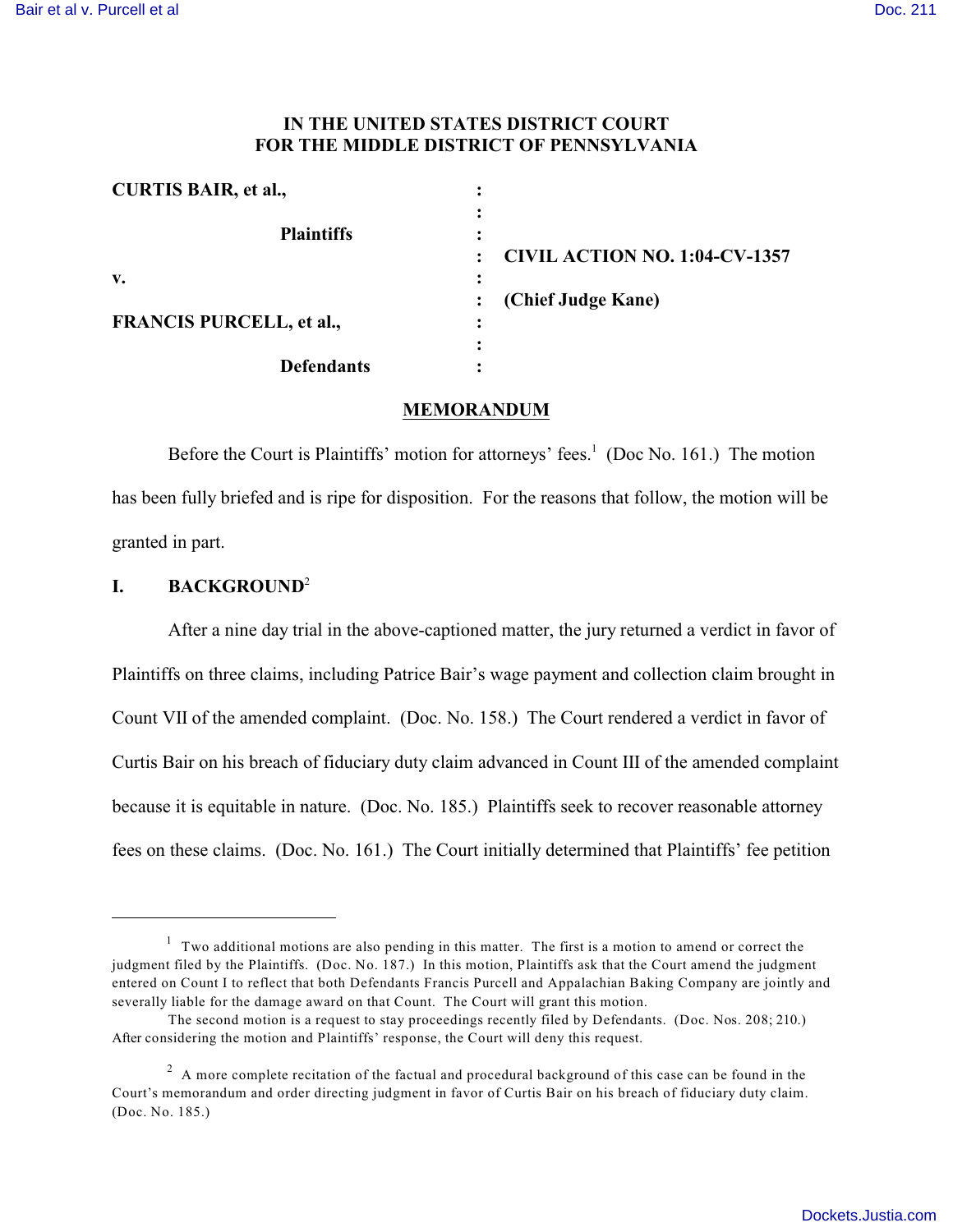**IN THE UNITED STATES DISTRICT COURT**
**FOR THE MIDDLE DISTRICT OF PENNSYLVANIA**

| | | |
|---|---|---|
| **CURTIS BAIR, et al.,** | : | |
| | : | |
| **Plaintiffs** | : | |
| | : | **CIVIL ACTION NO. 1:04-CV-1357** |
| **v.** | : | |
| | : | **(Chief Judge Kane)** |
| **FRANCIS PURCELL, et al.,** | : | |
| | : | |
| **Defendants** | : | |

## MEMORANDUM

Before the Court is Plaintiffs' motion for attorneys' fees.[1] (Doc No. 161.) The motion has been fully briefed and is ripe for disposition. For the reasons that follow, the motion will be granted in part.

## I. BACKGROUND[2]

After a nine day trial in the above-captioned matter, the jury returned a verdict in favor of Plaintiffs on three claims, including Patrice Bair's wage payment and collection claim brought in Count VII of the amended complaint. (Doc. No. 158.) The Court rendered a verdict in favor of Curtis Bair on his breach of fiduciary duty claim advanced in Count III of the amended complaint because it is equitable in nature. (Doc. No. 185.) Plaintiffs seek to recover reasonable attorney fees on these claims. (Doc. No. 161.) The Court initially determined that Plaintiffs' fee petition

---

[1] Two additional motions are also pending in this matter. The first is a motion to amend or correct the judgment filed by the Plaintiffs. (Doc. No. 187.) In this motion, Plaintiffs ask that the Court amend the judgment entered on Count I to reflect that both Defendants Francis Purcell and Appalachian Baking Company are jointly and severally liable for the damage award on that Count. The Court will grant this motion.

The second motion is a request to stay proceedings recently filed by Defendants. (Doc. Nos. 208; 210.) After considering the motion and Plaintiffs' response, the Court will deny this request.

[2] A more complete recitation of the factual and procedural background of this case can be found in the Court's memorandum and order directing judgment in favor of Curtis Bair on his breach of fiduciary duty claim. (Doc. No. 185.)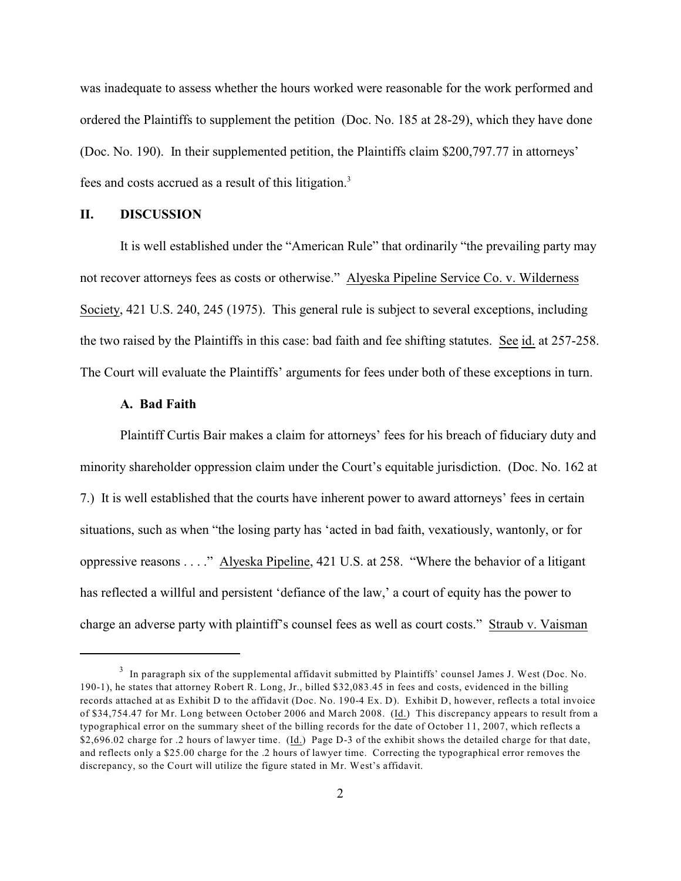was inadequate to assess whether the hours worked were reasonable for the work performed and ordered the Plaintiffs to supplement the petition (Doc. No. 185 at 28-29), which they have done (Doc. No. 190). In their supplemented petition, the Plaintiffs claim $200,797.77 in attorneys' fees and costs accrued as a result of this litigation.[3]

## II. DISCUSSION

It is well established under the "American Rule" that ordinarily "the prevailing party may not recover attorneys fees as costs or otherwise." Alyeska Pipeline Service Co. v. Wilderness Society, 421 U.S. 240, 245 (1975). This general rule is subject to several exceptions, including the two raised by the Plaintiffs in this case: bad faith and fee shifting statutes. See id. at 257-258. The Court will evaluate the Plaintiffs' arguments for fees under both of these exceptions in turn.

### A. Bad Faith

Plaintiff Curtis Bair makes a claim for attorneys' fees for his breach of fiduciary duty and minority shareholder oppression claim under the Court's equitable jurisdiction. (Doc. No. 162 at 7.) It is well established that the courts have inherent power to award attorneys' fees in certain situations, such as when "the losing party has 'acted in bad faith, vexatiously, wantonly, or for oppressive reasons . . . ." Alyeska Pipeline, 421 U.S. at 258. "Where the behavior of a litigant has reflected a willful and persistent 'defiance of the law,' a court of equity has the power to charge an adverse party with plaintiff's counsel fees as well as court costs." Straub v. Vaisman

---

[3] In paragraph six of the supplemental affidavit submitted by Plaintiffs' counsel James J. West (Doc. No. 190-1), he states that attorney Robert R. Long, Jr., billed $32,083.45 in fees and costs, evidenced in the billing records attached at as Exhibit D to the affidavit (Doc. No. 190-4 Ex. D). Exhibit D, however, reflects a total invoice of $34,754.47 for Mr. Long between October 2006 and March 2008. (Id.) This discrepancy appears to result from a typographical error on the summary sheet of the billing records for the date of October 11, 2007, which reflects a $2,696.02 charge for .2 hours of lawyer time. (Id.) Page D-3 of the exhibit shows the detailed charge for that date, and reflects only a $25.00 charge for the .2 hours of lawyer time. Correcting the typographical error removes the discrepancy, so the Court will utilize the figure stated in Mr. West's affidavit.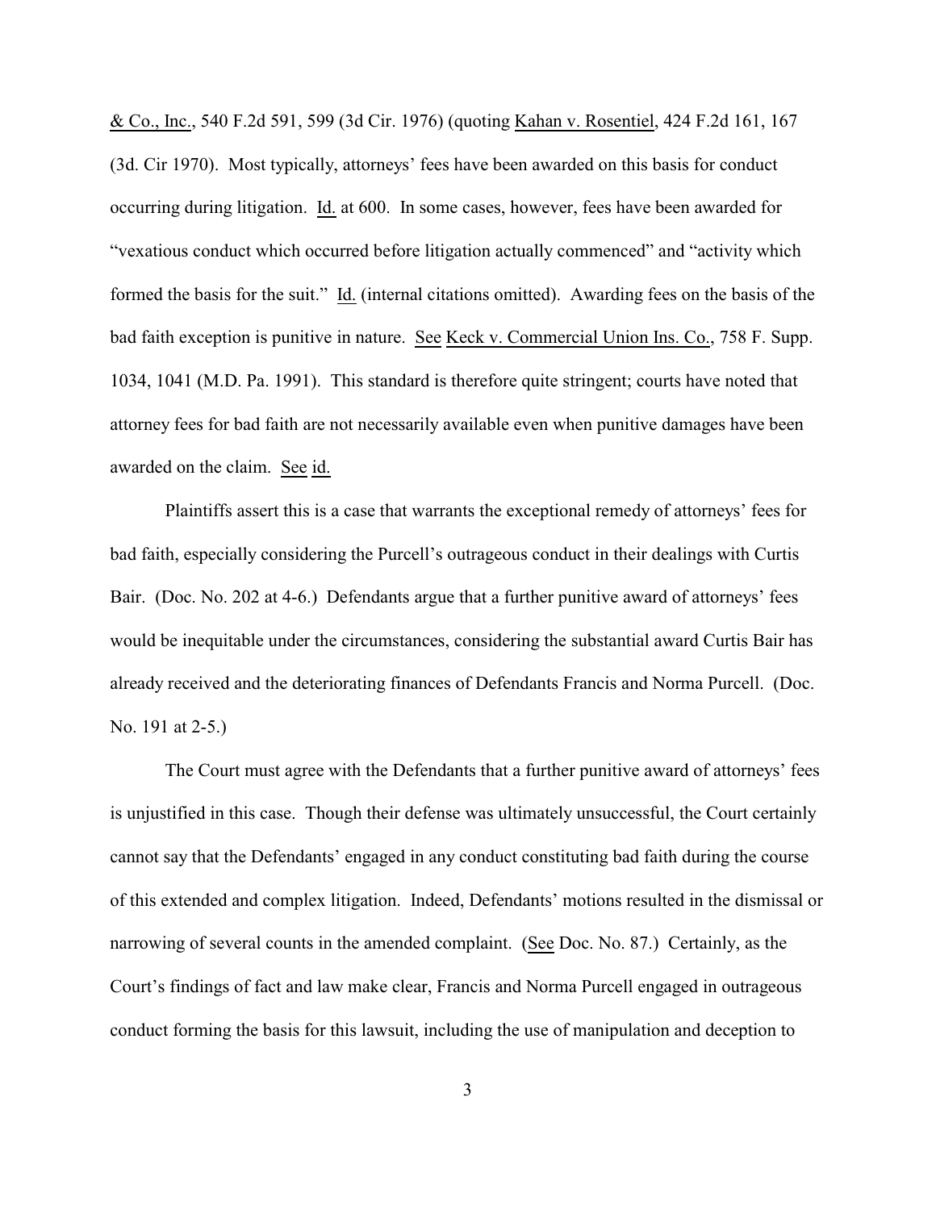& Co., Inc., 540 F.2d 591, 599 (3d Cir. 1976) (quoting Kahan v. Rosentiel, 424 F.2d 161, 167 (3d. Cir 1970). Most typically, attorneys' fees have been awarded on this basis for conduct occurring during litigation. Id. at 600. In some cases, however, fees have been awarded for "vexatious conduct which occurred before litigation actually commenced" and "activity which formed the basis for the suit." Id. (internal citations omitted). Awarding fees on the basis of the bad faith exception is punitive in nature. See Keck v. Commercial Union Ins. Co., 758 F. Supp. 1034, 1041 (M.D. Pa. 1991). This standard is therefore quite stringent; courts have noted that attorney fees for bad faith are not necessarily available even when punitive damages have been awarded on the claim. See id.

Plaintiffs assert this is a case that warrants the exceptional remedy of attorneys' fees for bad faith, especially considering the Purcell's outrageous conduct in their dealings with Curtis Bair. (Doc. No. 202 at 4-6.) Defendants argue that a further punitive award of attorneys' fees would be inequitable under the circumstances, considering the substantial award Curtis Bair has already received and the deteriorating finances of Defendants Francis and Norma Purcell. (Doc. No. 191 at 2-5.)

The Court must agree with the Defendants that a further punitive award of attorneys' fees is unjustified in this case. Though their defense was ultimately unsuccessful, the Court certainly cannot say that the Defendants' engaged in any conduct constituting bad faith during the course of this extended and complex litigation. Indeed, Defendants' motions resulted in the dismissal or narrowing of several counts in the amended complaint. (See Doc. No. 87.) Certainly, as the Court's findings of fact and law make clear, Francis and Norma Purcell engaged in outrageous conduct forming the basis for this lawsuit, including the use of manipulation and deception to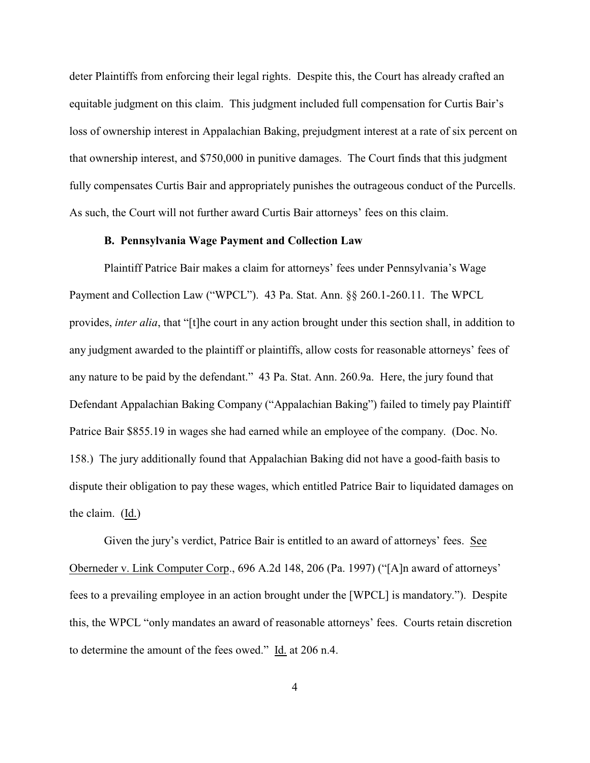deter Plaintiffs from enforcing their legal rights. Despite this, the Court has already crafted an equitable judgment on this claim. This judgment included full compensation for Curtis Bair's loss of ownership interest in Appalachian Baking, prejudgment interest at a rate of six percent on that ownership interest, and $750,000 in punitive damages. The Court finds that this judgment fully compensates Curtis Bair and appropriately punishes the outrageous conduct of the Purcells. As such, the Court will not further award Curtis Bair attorneys' fees on this claim.

**B. Pennsylvania Wage Payment and Collection Law**

Plaintiff Patrice Bair makes a claim for attorneys' fees under Pennsylvania's Wage Payment and Collection Law ("WPCL"). 43 Pa. Stat. Ann. §§ 260.1-260.11. The WPCL provides, *inter alia*, that "[t]he court in any action brought under this section shall, in addition to any judgment awarded to the plaintiff or plaintiffs, allow costs for reasonable attorneys' fees of any nature to be paid by the defendant." 43 Pa. Stat. Ann. 260.9a. Here, the jury found that Defendant Appalachian Baking Company ("Appalachian Baking") failed to timely pay Plaintiff Patrice Bair $855.19 in wages she had earned while an employee of the company. (Doc. No. 158.) The jury additionally found that Appalachian Baking did not have a good-faith basis to dispute their obligation to pay these wages, which entitled Patrice Bair to liquidated damages on the claim. (Id.)

Given the jury's verdict, Patrice Bair is entitled to an award of attorneys' fees. See Oberneder v. Link Computer Corp., 696 A.2d 148, 206 (Pa. 1997) ("[A]n award of attorneys' fees to a prevailing employee in an action brought under the [WPCL] is mandatory."). Despite this, the WPCL "only mandates an award of reasonable attorneys' fees. Courts retain discretion to determine the amount of the fees owed." Id. at 206 n.4.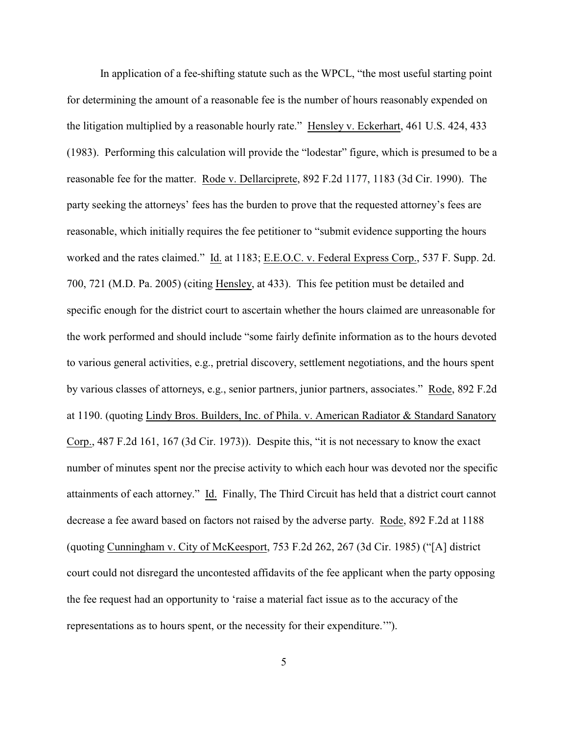In application of a fee-shifting statute such as the WPCL, "the most useful starting point for determining the amount of a reasonable fee is the number of hours reasonably expended on the litigation multiplied by a reasonable hourly rate." Hensley v. Eckerhart, 461 U.S. 424, 433 (1983). Performing this calculation will provide the "lodestar" figure, which is presumed to be a reasonable fee for the matter. Rode v. Dellarciprete, 892 F.2d 1177, 1183 (3d Cir. 1990). The party seeking the attorneys' fees has the burden to prove that the requested attorney's fees are reasonable, which initially requires the fee petitioner to "submit evidence supporting the hours worked and the rates claimed." Id. at 1183; E.E.O.C. v. Federal Express Corp., 537 F. Supp. 2d. 700, 721 (M.D. Pa. 2005) (citing Hensley, at 433). This fee petition must be detailed and specific enough for the district court to ascertain whether the hours claimed are unreasonable for the work performed and should include "some fairly definite information as to the hours devoted to various general activities, e.g., pretrial discovery, settlement negotiations, and the hours spent by various classes of attorneys, e.g., senior partners, junior partners, associates." Rode, 892 F.2d at 1190. (quoting Lindy Bros. Builders, Inc. of Phila. v. American Radiator & Standard Sanatory Corp., 487 F.2d 161, 167 (3d Cir. 1973)). Despite this, "it is not necessary to know the exact number of minutes spent nor the precise activity to which each hour was devoted nor the specific attainments of each attorney." Id. Finally, The Third Circuit has held that a district court cannot decrease a fee award based on factors not raised by the adverse party. Rode, 892 F.2d at 1188 (quoting Cunningham v. City of McKeesport, 753 F.2d 262, 267 (3d Cir. 1985) ("[A] district court could not disregard the uncontested affidavits of the fee applicant when the party opposing the fee request had an opportunity to 'raise a material fact issue as to the accuracy of the representations as to hours spent, or the necessity for their expenditure.'").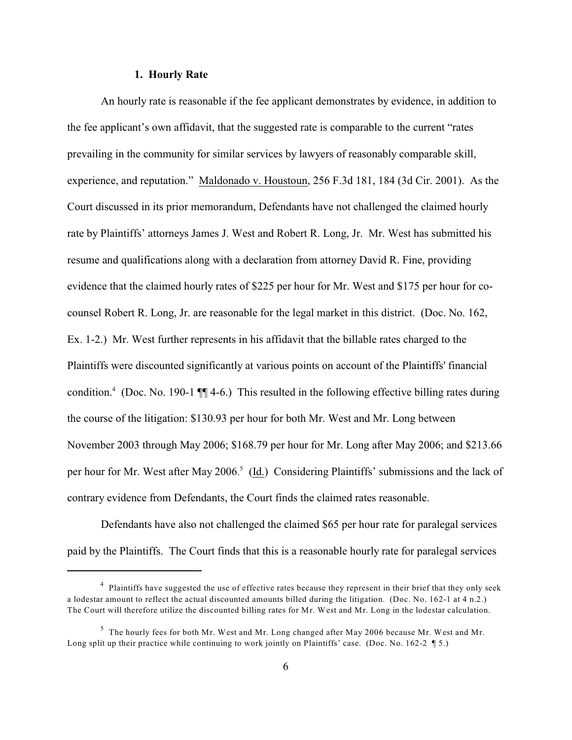### 1. Hourly Rate

An hourly rate is reasonable if the fee applicant demonstrates by evidence, in addition to the fee applicant's own affidavit, that the suggested rate is comparable to the current "rates prevailing in the community for similar services by lawyers of reasonably comparable skill, experience, and reputation." Maldonado v. Houstoun, 256 F.3d 181, 184 (3d Cir. 2001). As the Court discussed in its prior memorandum, Defendants have not challenged the claimed hourly rate by Plaintiffs' attorneys James J. West and Robert R. Long, Jr. Mr. West has submitted his resume and qualifications along with a declaration from attorney David R. Fine, providing evidence that the claimed hourly rates of $225 per hour for Mr. West and $175 per hour for co-counsel Robert R. Long, Jr. are reasonable for the legal market in this district. (Doc. No. 162, Ex. 1-2.) Mr. West further represents in his affidavit that the billable rates charged to the Plaintiffs were discounted significantly at various points on account of the Plaintiffs' financial condition.[4] (Doc. No. 190-1 ¶¶ 4-6.) This resulted in the following effective billing rates during the course of the litigation: $130.93 per hour for both Mr. West and Mr. Long between November 2003 through May 2006; $168.79 per hour for Mr. Long after May 2006; and $213.66 per hour for Mr. West after May 2006.[5] (Id.) Considering Plaintiffs' submissions and the lack of contrary evidence from Defendants, the Court finds the claimed rates reasonable.

Defendants have also not challenged the claimed $65 per hour rate for paralegal services paid by the Plaintiffs. The Court finds that this is a reasonable hourly rate for paralegal services

---

[4] Plaintiffs have suggested the use of effective rates because they represent in their brief that they only seek a lodestar amount to reflect the actual discounted amounts billed during the litigation. (Doc. No. 162-1 at 4 n.2.) The Court will therefore utilize the discounted billing rates for Mr. West and Mr. Long in the lodestar calculation.

[5] The hourly fees for both Mr. West and Mr. Long changed after May 2006 because Mr. West and Mr. Long split up their practice while continuing to work jointly on Plaintiffs' case. (Doc. No. 162-2 ¶ 5.)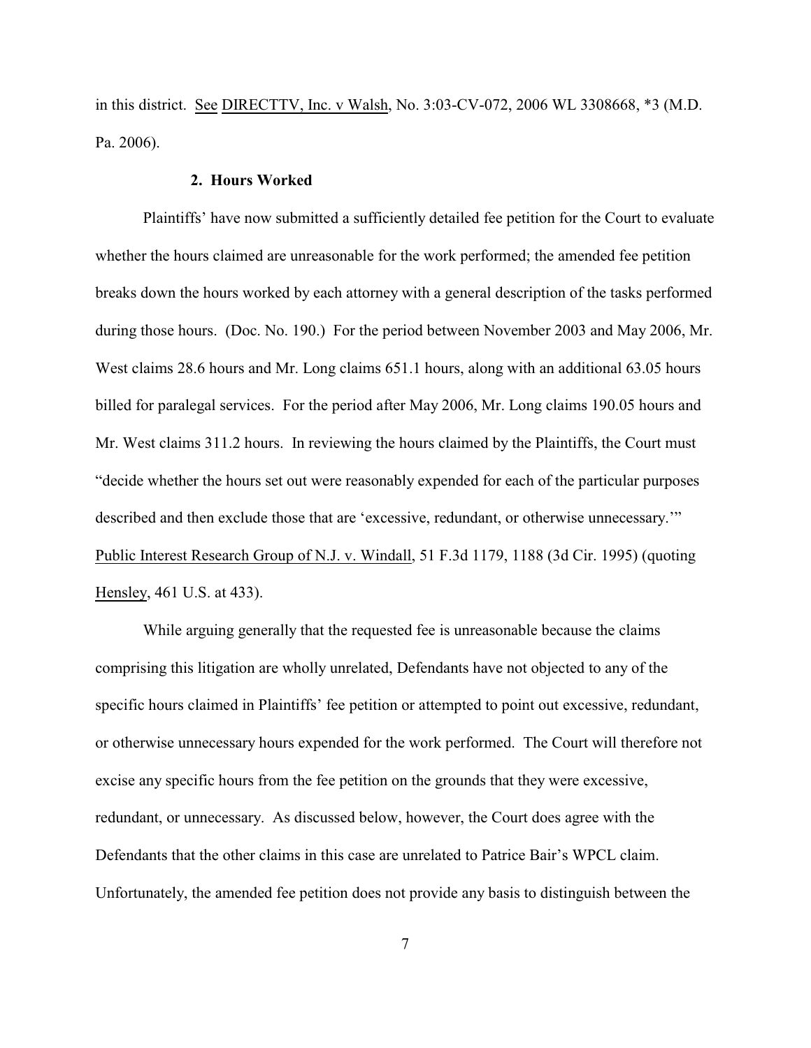in this district. See DIRECTTV, Inc. v Walsh, No. 3:03-CV-072, 2006 WL 3308668, *3 (M.D. Pa. 2006).

**2. Hours Worked**

Plaintiffs' have now submitted a sufficiently detailed fee petition for the Court to evaluate whether the hours claimed are unreasonable for the work performed; the amended fee petition breaks down the hours worked by each attorney with a general description of the tasks performed during those hours. (Doc. No. 190.) For the period between November 2003 and May 2006, Mr. West claims 28.6 hours and Mr. Long claims 651.1 hours, along with an additional 63.05 hours billed for paralegal services. For the period after May 2006, Mr. Long claims 190.05 hours and Mr. West claims 311.2 hours. In reviewing the hours claimed by the Plaintiffs, the Court must "decide whether the hours set out were reasonably expended for each of the particular purposes described and then exclude those that are 'excessive, redundant, or otherwise unnecessary.'" Public Interest Research Group of N.J. v. Windall, 51 F.3d 1179, 1188 (3d Cir. 1995) (quoting Hensley, 461 U.S. at 433).

While arguing generally that the requested fee is unreasonable because the claims comprising this litigation are wholly unrelated, Defendants have not objected to any of the specific hours claimed in Plaintiffs' fee petition or attempted to point out excessive, redundant, or otherwise unnecessary hours expended for the work performed. The Court will therefore not excise any specific hours from the fee petition on the grounds that they were excessive, redundant, or unnecessary. As discussed below, however, the Court does agree with the Defendants that the other claims in this case are unrelated to Patrice Bair's WPCL claim. Unfortunately, the amended fee petition does not provide any basis to distinguish between the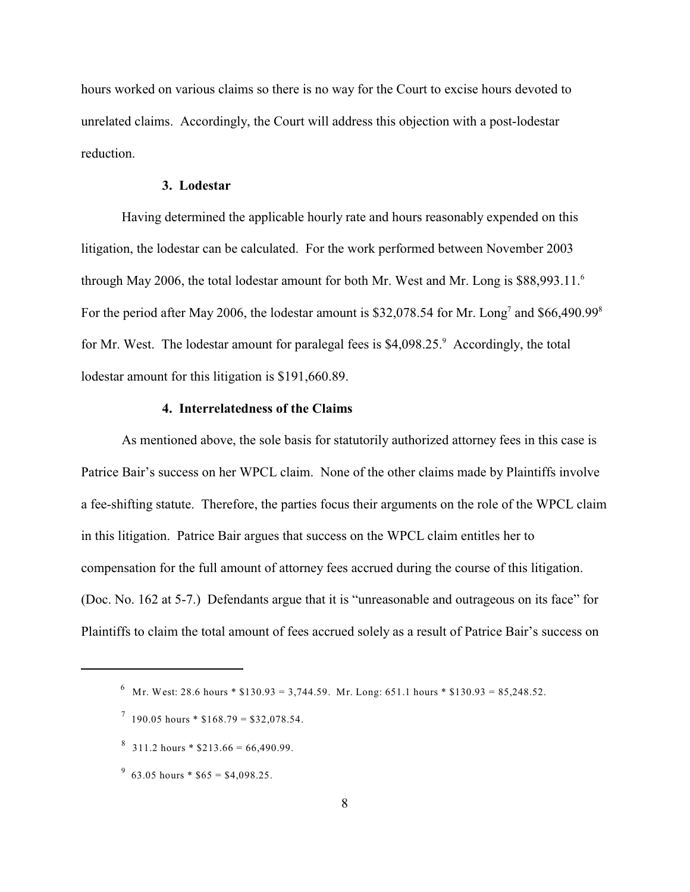hours worked on various claims so there is no way for the Court to excise hours devoted to unrelated claims. Accordingly, the Court will address this objection with a post-lodestar reduction.

### 3. Lodestar

Having determined the applicable hourly rate and hours reasonably expended on this litigation, the lodestar can be calculated. For the work performed between November 2003 through May 2006, the total lodestar amount for both Mr. West and Mr. Long is $88,993.11.[6] For the period after May 2006, the lodestar amount is $32,078.54 for Mr. Long[7] and $66,490.99[8] for Mr. West. The lodestar amount for paralegal fees is $4,098.25.[9] Accordingly, the total lodestar amount for this litigation is $191,660.89.

### 4. Interrelatedness of the Claims

As mentioned above, the sole basis for statutorily authorized attorney fees in this case is Patrice Bair's success on her WPCL claim. None of the other claims made by Plaintiffs involve a fee-shifting statute. Therefore, the parties focus their arguments on the role of the WPCL claim in this litigation. Patrice Bair argues that success on the WPCL claim entitles her to compensation for the full amount of attorney fees accrued during the course of this litigation. (Doc. No. 162 at 5-7.) Defendants argue that it is "unreasonable and outrageous on its face" for Plaintiffs to claim the total amount of fees accrued solely as a result of Patrice Bair's success on

---

[6] Mr. West: 28.6 hours * $130.93 = 3,744.59. Mr. Long: 651.1 hours * $130.93 = 85,248.52.

[7] 190.05 hours * $168.79 = $32,078.54.

[8] 311.2 hours * $213.66 = 66,490.99.

[9] 63.05 hours * $65 = $4,098.25.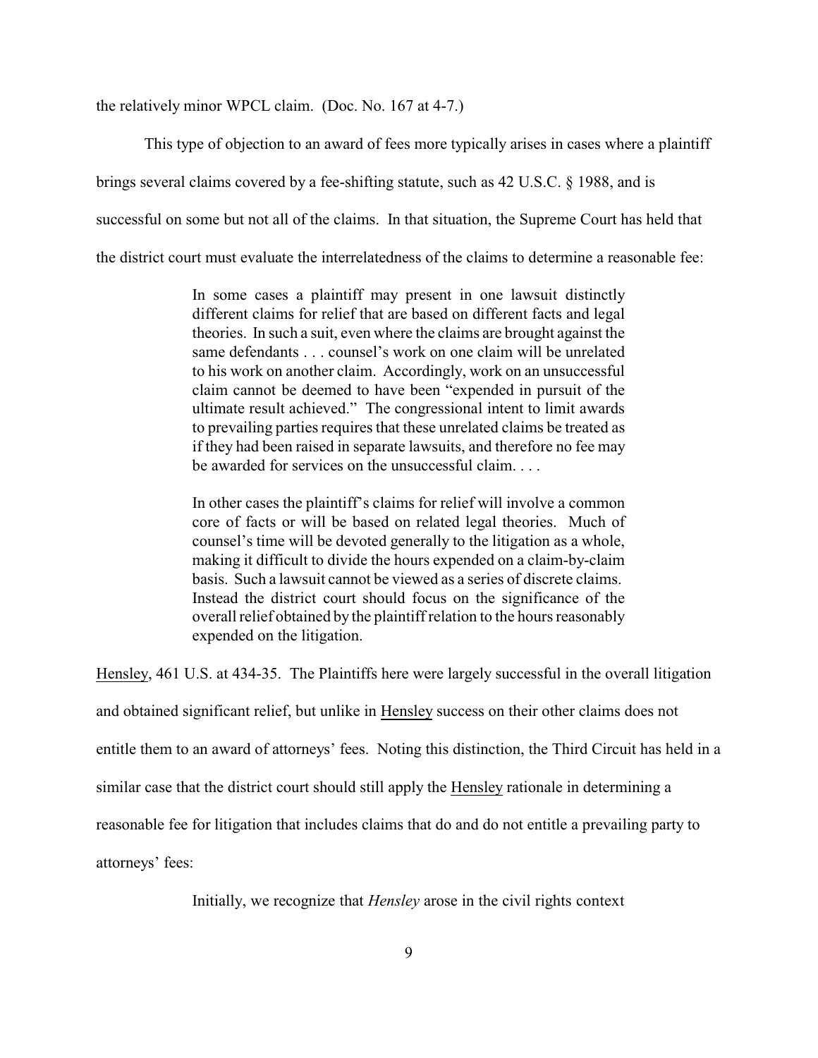the relatively minor WPCL claim. (Doc. No. 167 at 4-7.)

This type of objection to an award of fees more typically arises in cases where a plaintiff brings several claims covered by a fee-shifting statute, such as 42 U.S.C. § 1988, and is successful on some but not all of the claims. In that situation, the Supreme Court has held that the district court must evaluate the interrelatedness of the claims to determine a reasonable fee:

> In some cases a plaintiff may present in one lawsuit distinctly different claims for relief that are based on different facts and legal theories. In such a suit, even where the claims are brought against the same defendants . . . counsel's work on one claim will be unrelated to his work on another claim. Accordingly, work on an unsuccessful claim cannot be deemed to have been "expended in pursuit of the ultimate result achieved." The congressional intent to limit awards to prevailing parties requires that these unrelated claims be treated as if they had been raised in separate lawsuits, and therefore no fee may be awarded for services on the unsuccessful claim. . . .
>
> In other cases the plaintiff's claims for relief will involve a common core of facts or will be based on related legal theories. Much of counsel's time will be devoted generally to the litigation as a whole, making it difficult to divide the hours expended on a claim-by-claim basis. Such a lawsuit cannot be viewed as a series of discrete claims. Instead the district court should focus on the significance of the overall relief obtained by the plaintiff relation to the hours reasonably expended on the litigation.

Hensley, 461 U.S. at 434-35. The Plaintiffs here were largely successful in the overall litigation and obtained significant relief, but unlike in Hensley success on their other claims does not entitle them to an award of attorneys' fees. Noting this distinction, the Third Circuit has held in a similar case that the district court should still apply the Hensley rationale in determining a reasonable fee for litigation that includes claims that do and do not entitle a prevailing party to attorneys' fees:

> Initially, we recognize that *Hensley* arose in the civil rights context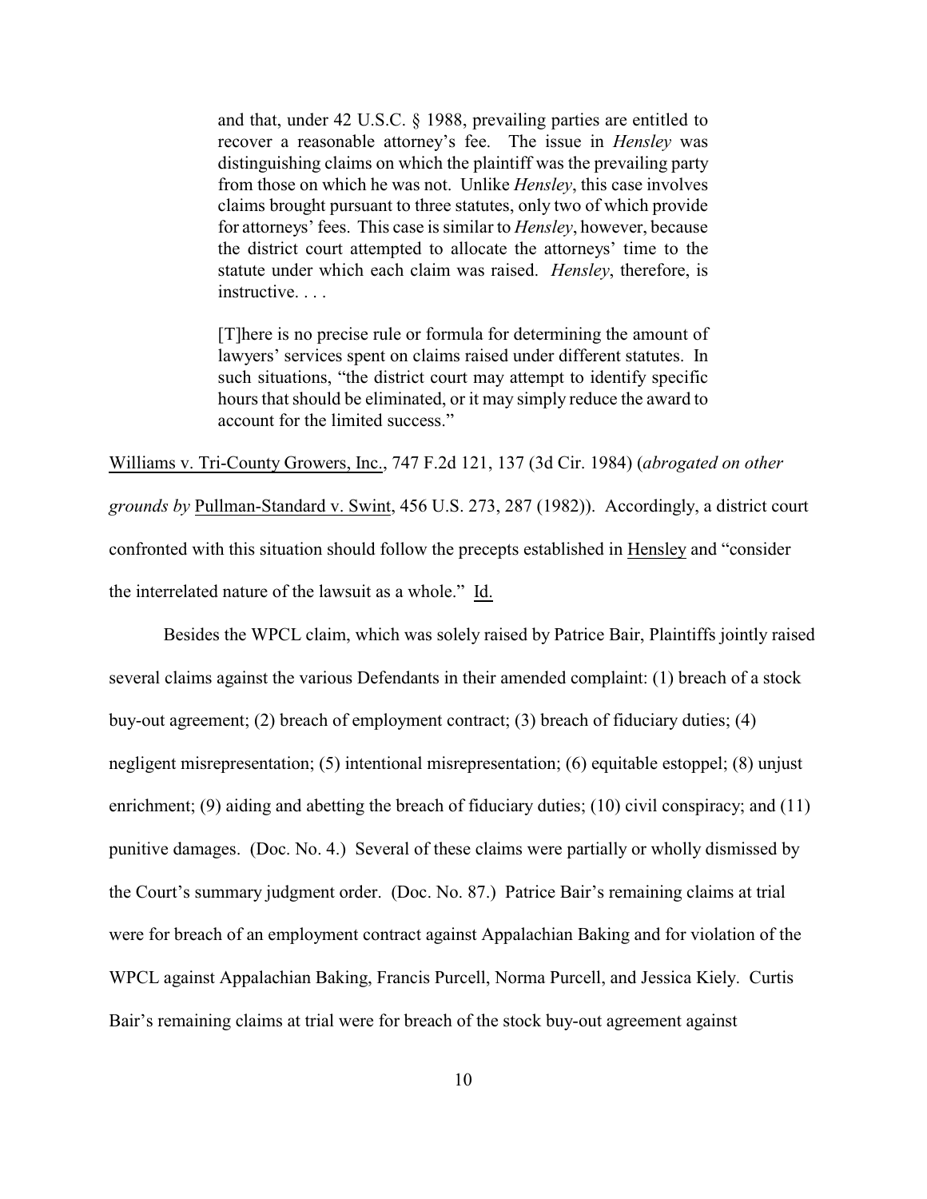> and that, under 42 U.S.C. § 1988, prevailing parties are entitled to recover a reasonable attorney's fee. The issue in *Hensley* was distinguishing claims on which the plaintiff was the prevailing party from those on which he was not. Unlike *Hensley*, this case involves claims brought pursuant to three statutes, only two of which provide for attorneys' fees. This case is similar to *Hensley*, however, because the district court attempted to allocate the attorneys' time to the statute under which each claim was raised. *Hensley*, therefore, is instructive. . . .
>
> [T]here is no precise rule or formula for determining the amount of lawyers' services spent on claims raised under different statutes. In such situations, "the district court may attempt to identify specific hours that should be eliminated, or it may simply reduce the award to account for the limited success."

Williams v. Tri-County Growers, Inc., 747 F.2d 121, 137 (3d Cir. 1984) (*abrogated on other grounds by* Pullman-Standard v. Swint, 456 U.S. 273, 287 (1982)). Accordingly, a district court confronted with this situation should follow the precepts established in Hensley and "consider the interrelated nature of the lawsuit as a whole." Id.

Besides the WPCL claim, which was solely raised by Patrice Bair, Plaintiffs jointly raised several claims against the various Defendants in their amended complaint: (1) breach of a stock buy-out agreement; (2) breach of employment contract; (3) breach of fiduciary duties; (4) negligent misrepresentation; (5) intentional misrepresentation; (6) equitable estoppel; (8) unjust enrichment; (9) aiding and abetting the breach of fiduciary duties; (10) civil conspiracy; and (11) punitive damages. (Doc. No. 4.) Several of these claims were partially or wholly dismissed by the Court's summary judgment order. (Doc. No. 87.) Patrice Bair's remaining claims at trial were for breach of an employment contract against Appalachian Baking and for violation of the WPCL against Appalachian Baking, Francis Purcell, Norma Purcell, and Jessica Kiely. Curtis Bair's remaining claims at trial were for breach of the stock buy-out agreement against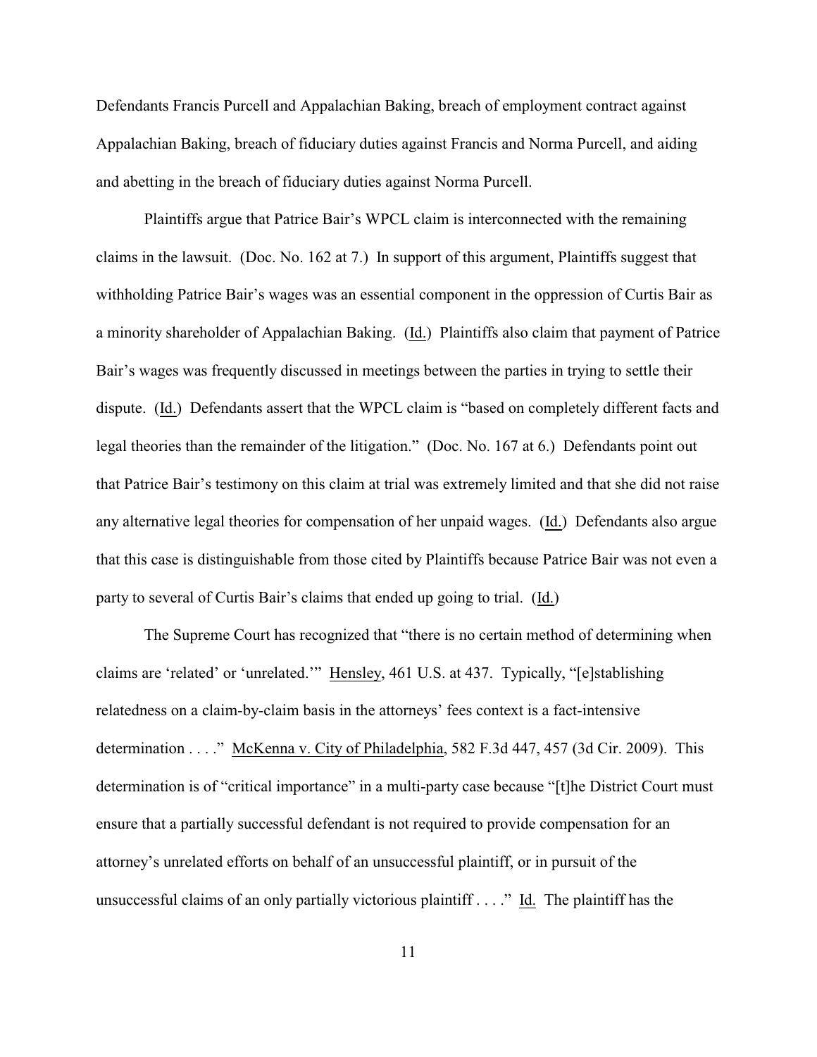Defendants Francis Purcell and Appalachian Baking, breach of employment contract against Appalachian Baking, breach of fiduciary duties against Francis and Norma Purcell, and aiding and abetting in the breach of fiduciary duties against Norma Purcell.

Plaintiffs argue that Patrice Bair's WPCL claim is interconnected with the remaining claims in the lawsuit. (Doc. No. 162 at 7.) In support of this argument, Plaintiffs suggest that withholding Patrice Bair's wages was an essential component in the oppression of Curtis Bair as a minority shareholder of Appalachian Baking. (Id.) Plaintiffs also claim that payment of Patrice Bair's wages was frequently discussed in meetings between the parties in trying to settle their dispute. (Id.) Defendants assert that the WPCL claim is "based on completely different facts and legal theories than the remainder of the litigation." (Doc. No. 167 at 6.) Defendants point out that Patrice Bair's testimony on this claim at trial was extremely limited and that she did not raise any alternative legal theories for compensation of her unpaid wages. (Id.) Defendants also argue that this case is distinguishable from those cited by Plaintiffs because Patrice Bair was not even a party to several of Curtis Bair's claims that ended up going to trial. (Id.)

The Supreme Court has recognized that "there is no certain method of determining when claims are 'related' or 'unrelated.'" Hensley, 461 U.S. at 437. Typically, "[e]stablishing relatedness on a claim-by-claim basis in the attorneys' fees context is a fact-intensive determination . . . ." McKenna v. City of Philadelphia, 582 F.3d 447, 457 (3d Cir. 2009). This determination is of "critical importance" in a multi-party case because "[t]he District Court must ensure that a partially successful defendant is not required to provide compensation for an attorney's unrelated efforts on behalf of an unsuccessful plaintiff, or in pursuit of the unsuccessful claims of an only partially victorious plaintiff . . . ." Id. The plaintiff has the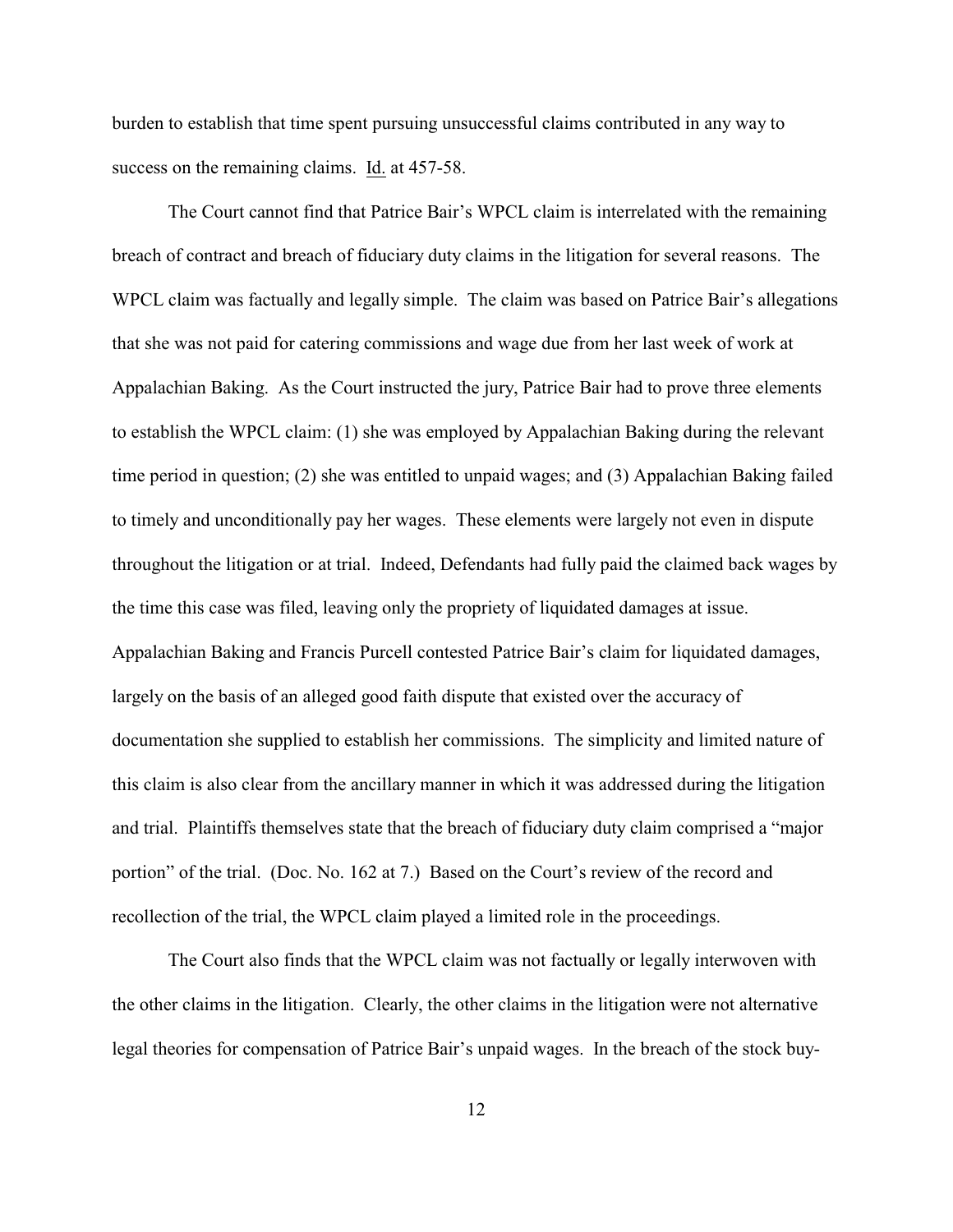burden to establish that time spent pursuing unsuccessful claims contributed in any way to success on the remaining claims. Id. at 457-58.

The Court cannot find that Patrice Bair's WPCL claim is interrelated with the remaining breach of contract and breach of fiduciary duty claims in the litigation for several reasons. The WPCL claim was factually and legally simple. The claim was based on Patrice Bair's allegations that she was not paid for catering commissions and wage due from her last week of work at Appalachian Baking. As the Court instructed the jury, Patrice Bair had to prove three elements to establish the WPCL claim: (1) she was employed by Appalachian Baking during the relevant time period in question; (2) she was entitled to unpaid wages; and (3) Appalachian Baking failed to timely and unconditionally pay her wages. These elements were largely not even in dispute throughout the litigation or at trial. Indeed, Defendants had fully paid the claimed back wages by the time this case was filed, leaving only the propriety of liquidated damages at issue. Appalachian Baking and Francis Purcell contested Patrice Bair's claim for liquidated damages, largely on the basis of an alleged good faith dispute that existed over the accuracy of documentation she supplied to establish her commissions. The simplicity and limited nature of this claim is also clear from the ancillary manner in which it was addressed during the litigation and trial. Plaintiffs themselves state that the breach of fiduciary duty claim comprised a "major portion" of the trial. (Doc. No. 162 at 7.) Based on the Court's review of the record and recollection of the trial, the WPCL claim played a limited role in the proceedings.

The Court also finds that the WPCL claim was not factually or legally interwoven with the other claims in the litigation. Clearly, the other claims in the litigation were not alternative legal theories for compensation of Patrice Bair's unpaid wages. In the breach of the stock buy-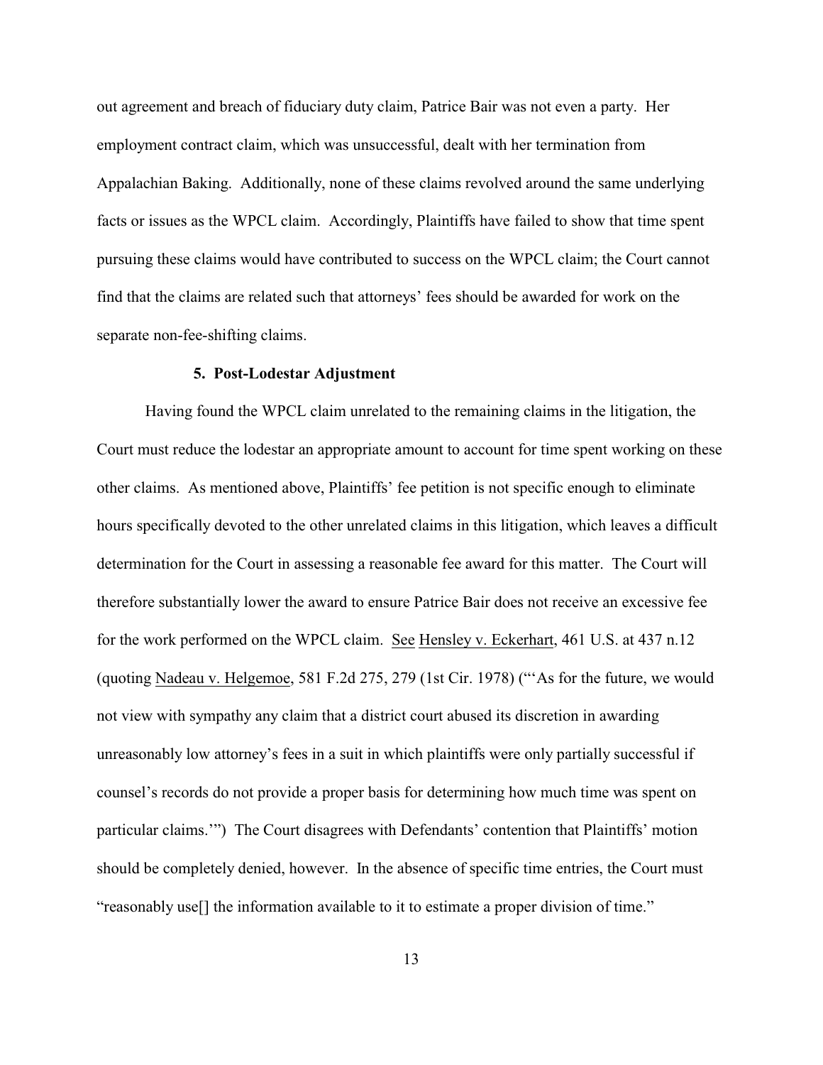out agreement and breach of fiduciary duty claim, Patrice Bair was not even a party. Her employment contract claim, which was unsuccessful, dealt with her termination from Appalachian Baking. Additionally, none of these claims revolved around the same underlying facts or issues as the WPCL claim. Accordingly, Plaintiffs have failed to show that time spent pursuing these claims would have contributed to success on the WPCL claim; the Court cannot find that the claims are related such that attorneys' fees should be awarded for work on the separate non-fee-shifting claims.

**5. Post-Lodestar Adjustment**

Having found the WPCL claim unrelated to the remaining claims in the litigation, the Court must reduce the lodestar an appropriate amount to account for time spent working on these other claims. As mentioned above, Plaintiffs' fee petition is not specific enough to eliminate hours specifically devoted to the other unrelated claims in this litigation, which leaves a difficult determination for the Court in assessing a reasonable fee award for this matter. The Court will therefore substantially lower the award to ensure Patrice Bair does not receive an excessive fee for the work performed on the WPCL claim. See Hensley v. Eckerhart, 461 U.S. at 437 n.12 (quoting Nadeau v. Helgemoe, 581 F.2d 275, 279 (1st Cir. 1978) ("'As for the future, we would not view with sympathy any claim that a district court abused its discretion in awarding unreasonably low attorney's fees in a suit in which plaintiffs were only partially successful if counsel's records do not provide a proper basis for determining how much time was spent on particular claims.'") The Court disagrees with Defendants' contention that Plaintiffs' motion should be completely denied, however. In the absence of specific time entries, the Court must "reasonably use[] the information available to it to estimate a proper division of time."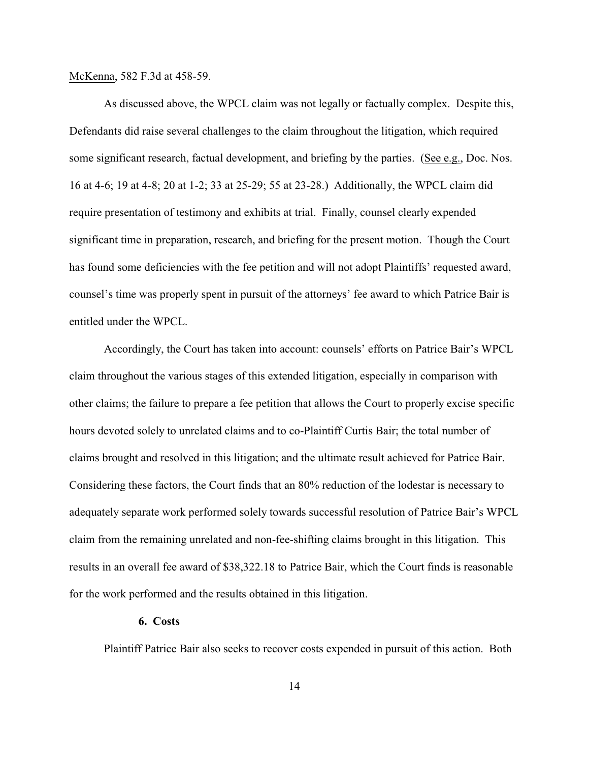McKenna, 582 F.3d at 458-59.

As discussed above, the WPCL claim was not legally or factually complex. Despite this, Defendants did raise several challenges to the claim throughout the litigation, which required some significant research, factual development, and briefing by the parties. (See e.g., Doc. Nos. 16 at 4-6; 19 at 4-8; 20 at 1-2; 33 at 25-29; 55 at 23-28.) Additionally, the WPCL claim did require presentation of testimony and exhibits at trial. Finally, counsel clearly expended significant time in preparation, research, and briefing for the present motion. Though the Court has found some deficiencies with the fee petition and will not adopt Plaintiffs' requested award, counsel's time was properly spent in pursuit of the attorneys' fee award to which Patrice Bair is entitled under the WPCL.

Accordingly, the Court has taken into account: counsels' efforts on Patrice Bair's WPCL claim throughout the various stages of this extended litigation, especially in comparison with other claims; the failure to prepare a fee petition that allows the Court to properly excise specific hours devoted solely to unrelated claims and to co-Plaintiff Curtis Bair; the total number of claims brought and resolved in this litigation; and the ultimate result achieved for Patrice Bair. Considering these factors, the Court finds that an 80% reduction of the lodestar is necessary to adequately separate work performed solely towards successful resolution of Patrice Bair's WPCL claim from the remaining unrelated and non-fee-shifting claims brought in this litigation. This results in an overall fee award of $38,322.18 to Patrice Bair, which the Court finds is reasonable for the work performed and the results obtained in this litigation.

**6. Costs**

Plaintiff Patrice Bair also seeks to recover costs expended in pursuit of this action. Both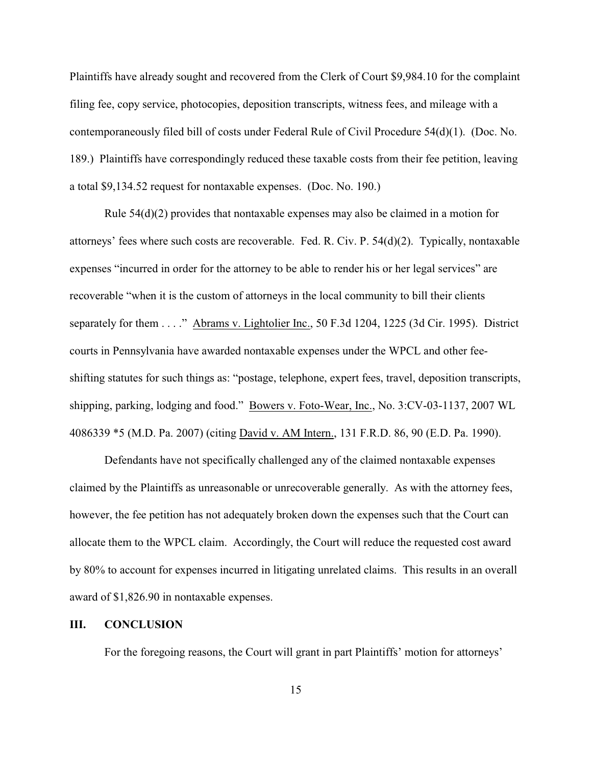Plaintiffs have already sought and recovered from the Clerk of Court $9,984.10 for the complaint filing fee, copy service, photocopies, deposition transcripts, witness fees, and mileage with a contemporaneously filed bill of costs under Federal Rule of Civil Procedure 54(d)(1). (Doc. No. 189.) Plaintiffs have correspondingly reduced these taxable costs from their fee petition, leaving a total $9,134.52 request for nontaxable expenses. (Doc. No. 190.)

Rule 54(d)(2) provides that nontaxable expenses may also be claimed in a motion for attorneys' fees where such costs are recoverable. Fed. R. Civ. P. 54(d)(2). Typically, nontaxable expenses "incurred in order for the attorney to be able to render his or her legal services" are recoverable "when it is the custom of attorneys in the local community to bill their clients separately for them . . . ." Abrams v. Lightolier Inc., 50 F.3d 1204, 1225 (3d Cir. 1995). District courts in Pennsylvania have awarded nontaxable expenses under the WPCL and other fee-shifting statutes for such things as: "postage, telephone, expert fees, travel, deposition transcripts, shipping, parking, lodging and food." Bowers v. Foto-Wear, Inc., No. 3:CV-03-1137, 2007 WL 4086339 *5 (M.D. Pa. 2007) (citing David v. AM Intern., 131 F.R.D. 86, 90 (E.D. Pa. 1990).

Defendants have not specifically challenged any of the claimed nontaxable expenses claimed by the Plaintiffs as unreasonable or unrecoverable generally. As with the attorney fees, however, the fee petition has not adequately broken down the expenses such that the Court can allocate them to the WPCL claim. Accordingly, the Court will reduce the requested cost award by 80% to account for expenses incurred in litigating unrelated claims. This results in an overall award of $1,826.90 in nontaxable expenses.

## III. CONCLUSION

For the foregoing reasons, the Court will grant in part Plaintiffs' motion for attorneys'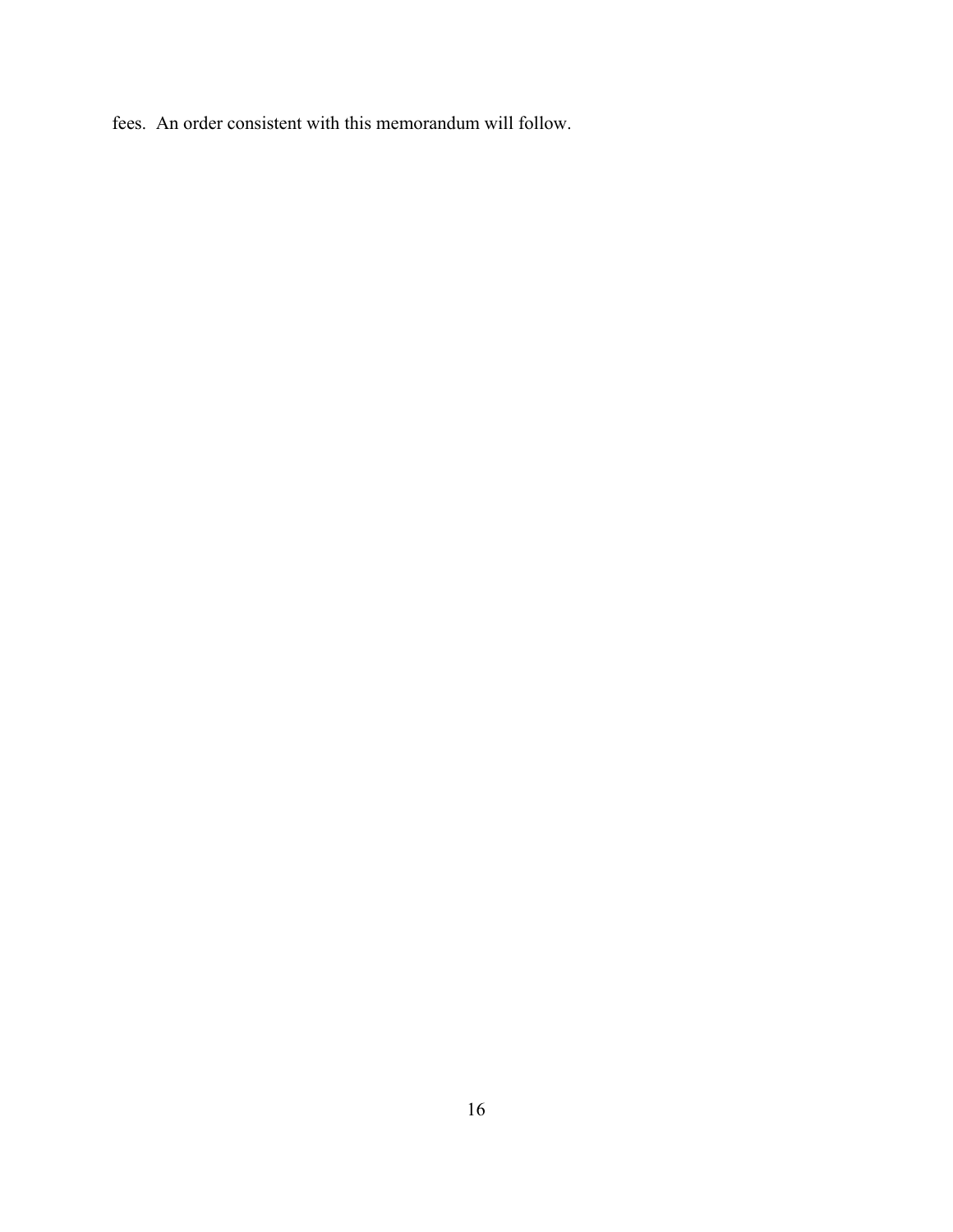fees. An order consistent with this memorandum will follow.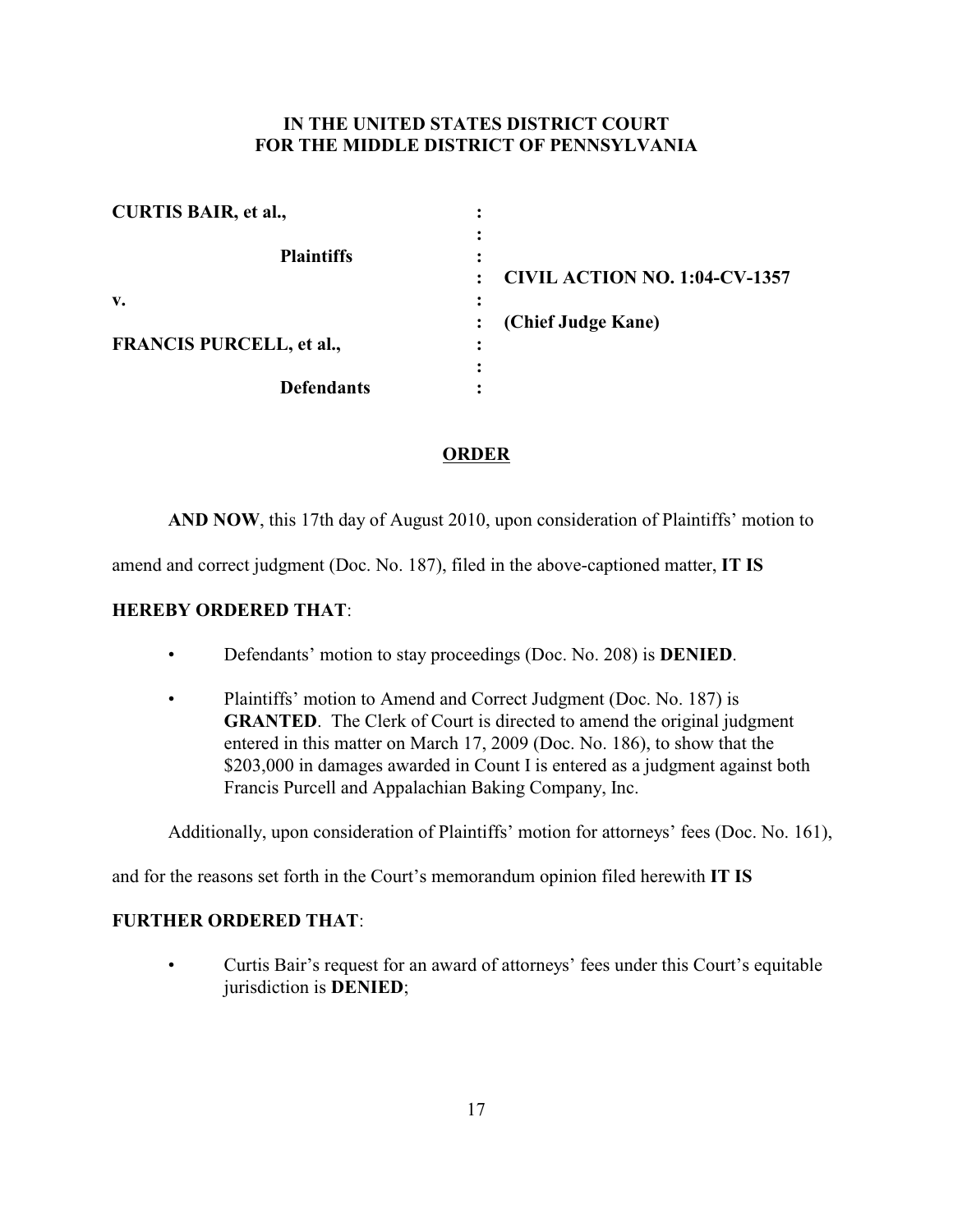**IN THE UNITED STATES DISTRICT COURT**
**FOR THE MIDDLE DISTRICT OF PENNSYLVANIA**

| | | |
|---|---|---|
| **CURTIS BAIR, et al.,** | : | |
| | : | |
| **Plaintiffs** | : | |
| | : | **CIVIL ACTION NO. 1:04-CV-1357** |
| **v.** | : | |
| | : | **(Chief Judge Kane)** |
| **FRANCIS PURCELL, et al.,** | : | |
| | : | |
| **Defendants** | : | |

## ORDER

**AND NOW**, this 17th day of August 2010, upon consideration of Plaintiffs' motion to amend and correct judgment (Doc. No. 187), filed in the above-captioned matter, **IT IS HEREBY ORDERED THAT**:

- Defendants' motion to stay proceedings (Doc. No. 208) is **DENIED**.
- Plaintiffs' motion to Amend and Correct Judgment (Doc. No. 187) is **GRANTED**. The Clerk of Court is directed to amend the original judgment entered in this matter on March 17, 2009 (Doc. No. 186), to show that the $203,000 in damages awarded in Count I is entered as a judgment against both Francis Purcell and Appalachian Baking Company, Inc.

Additionally, upon consideration of Plaintiffs' motion for attorneys' fees (Doc. No. 161), and for the reasons set forth in the Court's memorandum opinion filed herewith **IT IS FURTHER ORDERED THAT**:

- Curtis Bair's request for an award of attorneys' fees under this Court's equitable jurisdiction is **DENIED**;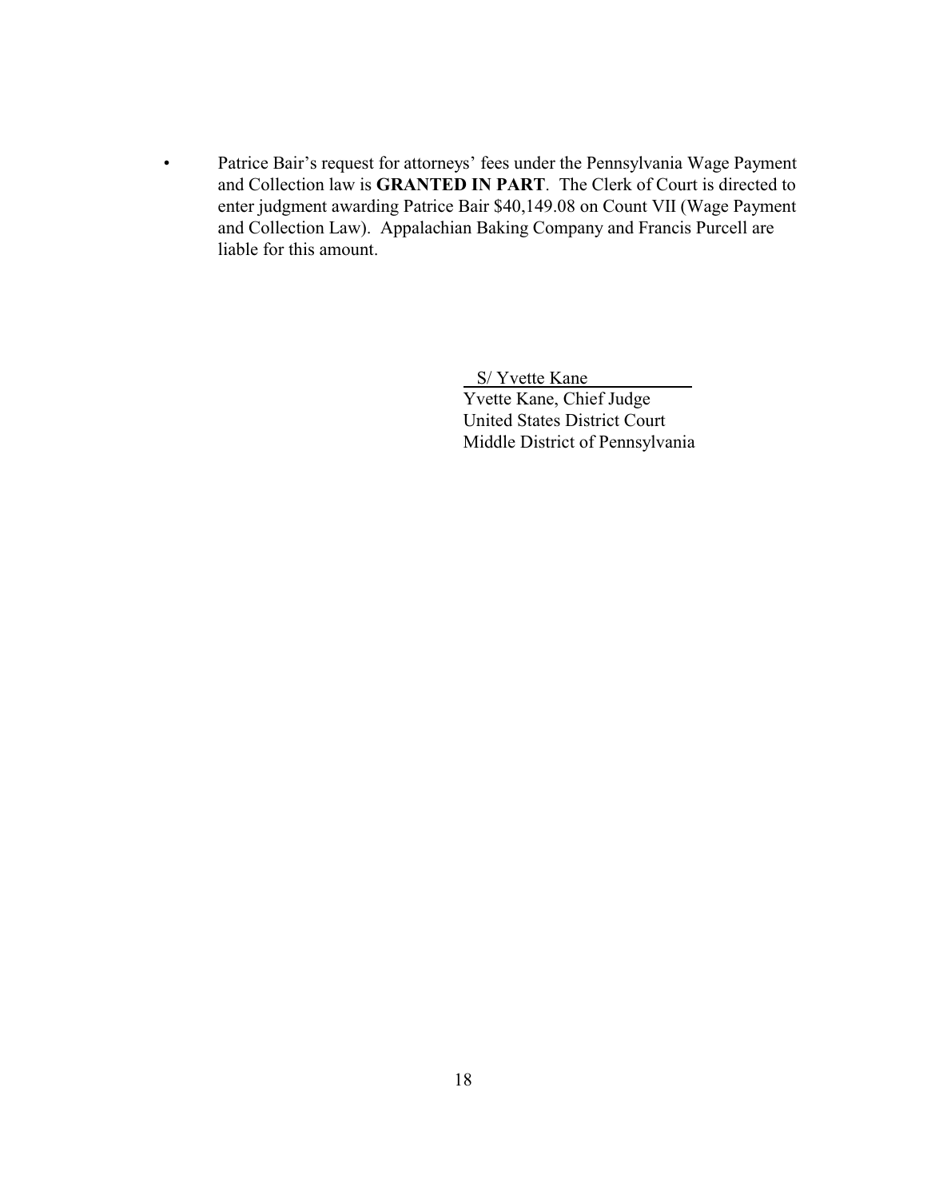- Patrice Bair's request for attorneys' fees under the Pennsylvania Wage Payment and Collection law is **GRANTED IN PART**. The Clerk of Court is directed to enter judgment awarding Patrice Bair $40,149.08 on Count VII (Wage Payment and Collection Law). Appalachian Baking Company and Francis Purcell are liable for this amount.

S/ Yvette Kane
Yvette Kane, Chief Judge
United States District Court
Middle District of Pennsylvania